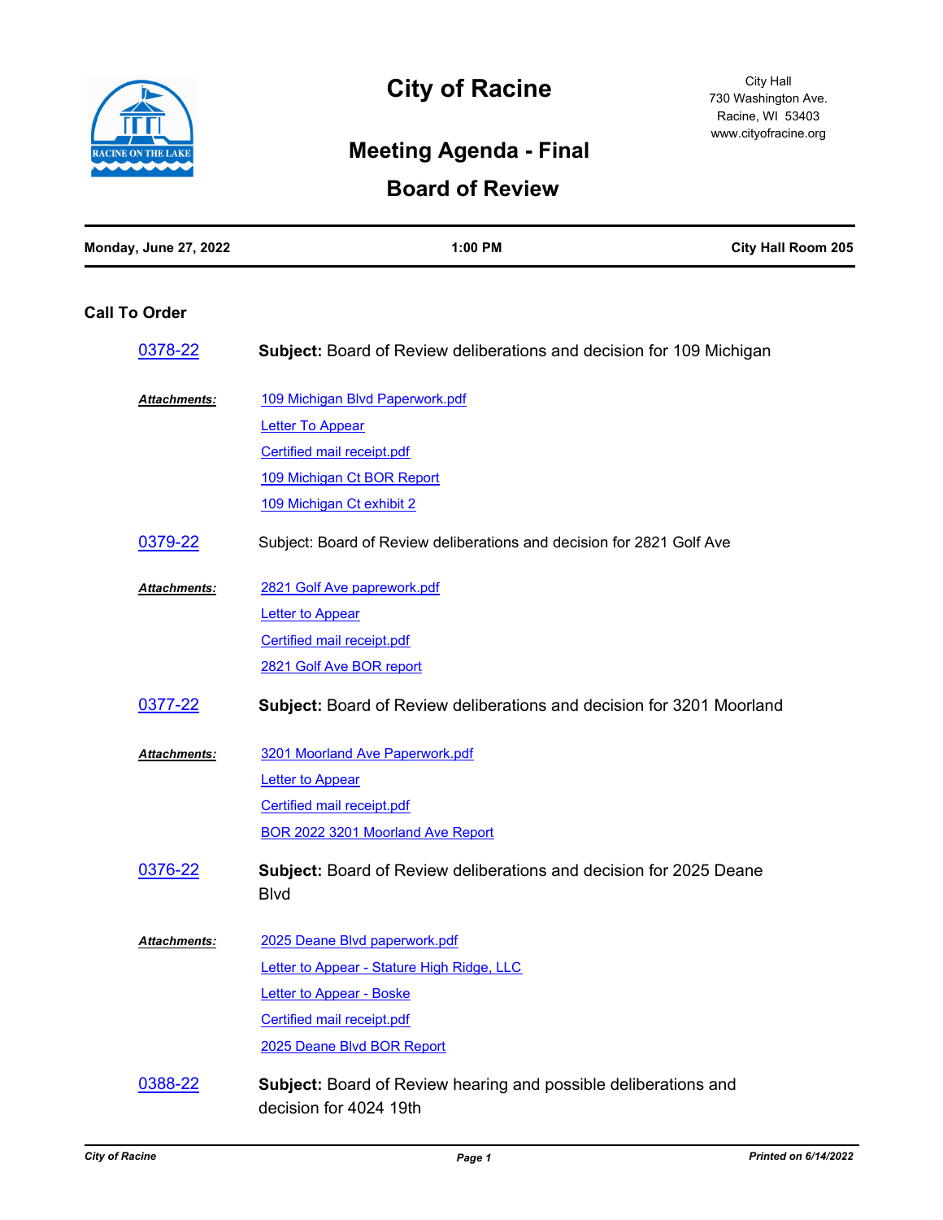# City of Racine

City Hall
730 Washington Ave.
Racine, WI 53403
www.cityofracine.org

## Meeting Agenda - Final

## Board of Review

**Monday, June 27, 2022** | **1:00 PM** | **City Hall Room 205**

### Call To Order

**0378-22** — **Subject:** Board of Review deliberations and decision for 109 Michigan

***Attachments:***
- 109 Michigan Blvd Paperwork.pdf
- Letter To Appear
- Certified mail receipt.pdf
- 109 Michigan Ct BOR Report
- 109 Michigan Ct exhibit 2

**0379-22** — Subject: Board of Review deliberations and decision for 2821 Golf Ave

***Attachments:***
- 2821 Golf Ave paprework.pdf
- Letter to Appear
- Certified mail receipt.pdf
- 2821 Golf Ave BOR report

**0377-22** — **Subject:** Board of Review deliberations and decision for 3201 Moorland

***Attachments:***
- 3201 Moorland Ave Paperwork.pdf
- Letter to Appear
- Certified mail receipt.pdf
- BOR 2022 3201 Moorland Ave Report

**0376-22** — **Subject:** Board of Review deliberations and decision for 2025 Deane Blvd

***Attachments:***
- 2025 Deane Blvd paperwork.pdf
- Letter to Appear - Stature High Ridge, LLC
- Letter to Appear - Boske
- Certified mail receipt.pdf
- 2025 Deane Blvd BOR Report

**0388-22** — **Subject:** Board of Review hearing and possible deliberations and decision for 4024 19th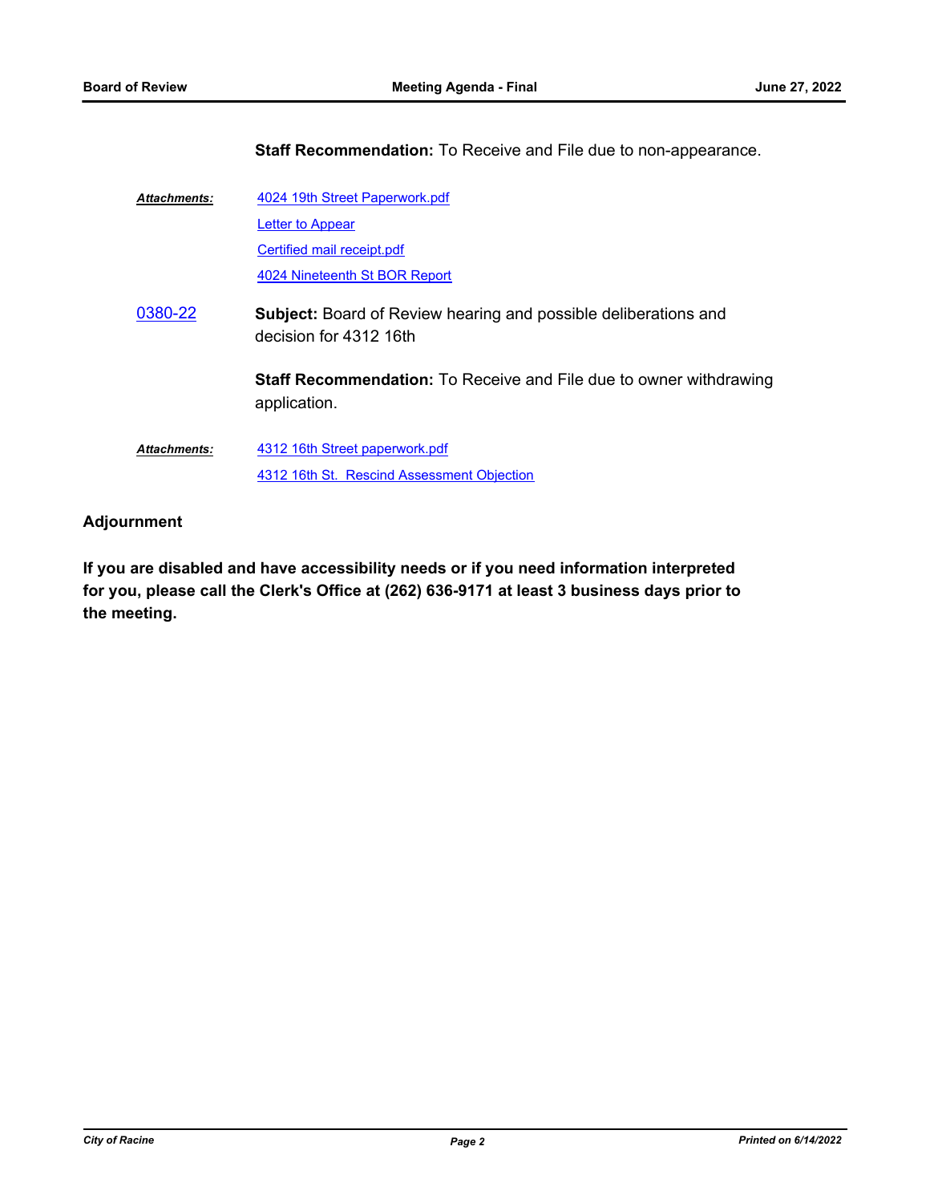**Staff Recommendation:** To Receive and File due to non-appearance.

***Attachments:*** 4024 19th Street Paperwork.pdf
Letter to Appear
Certified mail receipt.pdf
4024 Nineteenth St BOR Report

0380-22 **Subject:** Board of Review hearing and possible deliberations and decision for 4312 16th

**Staff Recommendation:** To Receive and File due to owner withdrawing application.

***Attachments:*** 4312 16th Street paperwork.pdf
4312 16th St. Rescind Assessment Objection

**Adjournment**

**If you are disabled and have accessibility needs or if you need information interpreted for you, please call the Clerk's Office at (262) 636-9171 at least 3 business days prior to the meeting.**